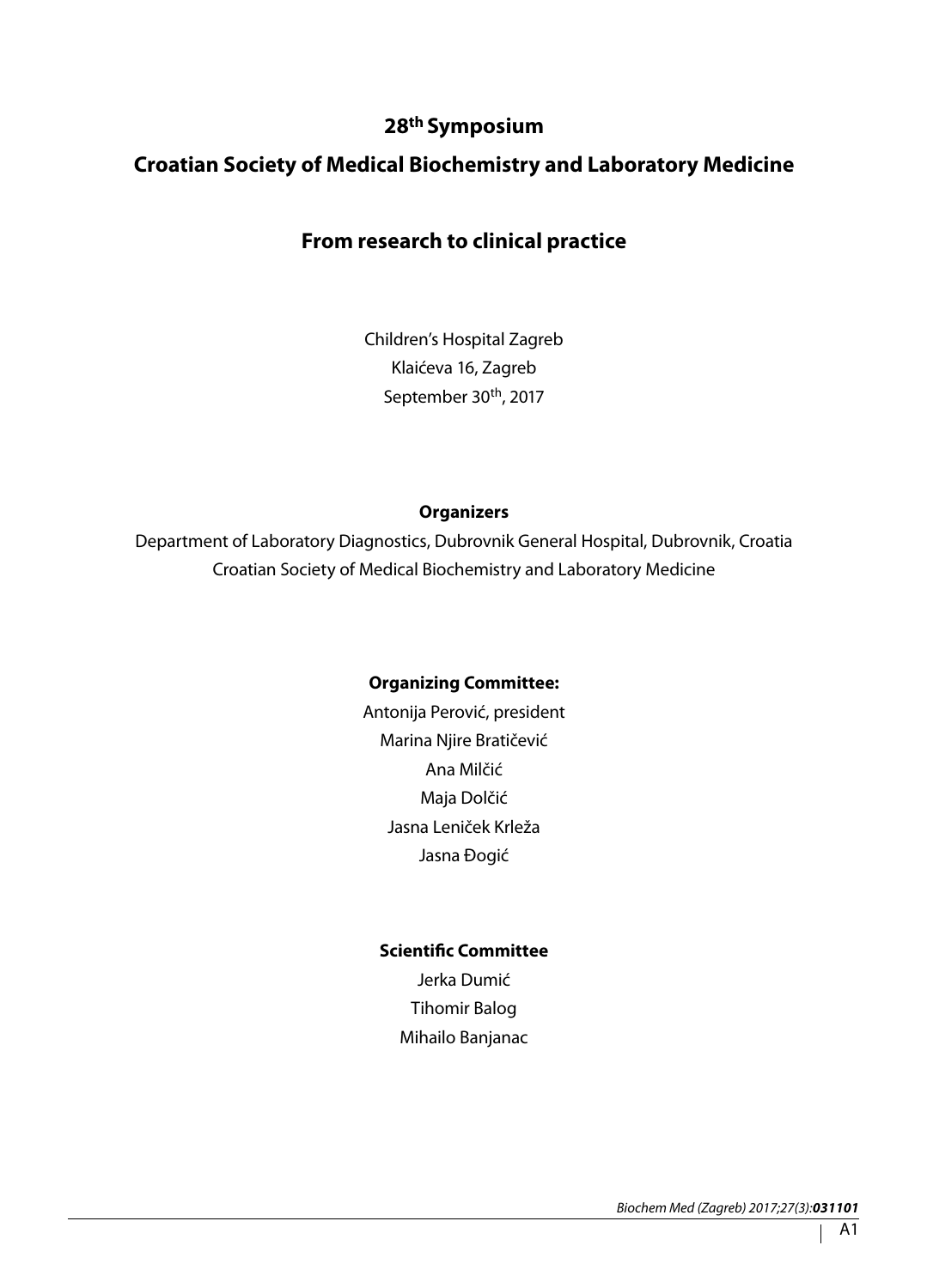# 28th Symposium

# Croatian Society of Medical Biochemistry and Laboratory Medicine

## From research to clinical practice

Children's Hospital Zagreb
Klaićeva 16, Zagreb
September 30th, 2017

**Organizers**

Department of Laboratory Diagnostics, Dubrovnik General Hospital, Dubrovnik, Croatia
Croatian Society of Medical Biochemistry and Laboratory Medicine

**Organizing Committee:**

Antonija Perović, president
Marina Njire Bratičević
Ana Milčić
Maja Dolčić
Jasna Leniček Krleža
Jasna Đogić

**Scientific Committee**

Jerka Dumić
Tihomir Balog
Mihailo Banjanac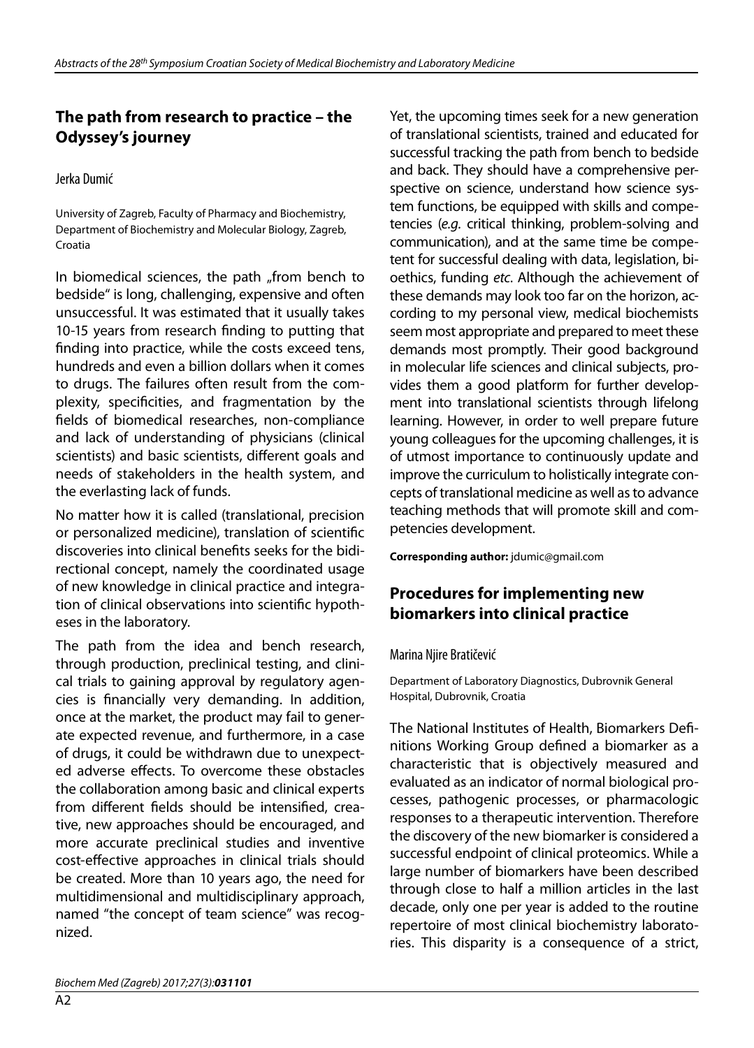## The path from research to practice – the Odyssey's journey

Jerka Dumić

University of Zagreb, Faculty of Pharmacy and Biochemistry, Department of Biochemistry and Molecular Biology, Zagreb, Croatia

In biomedical sciences, the path „from bench to bedside" is long, challenging, expensive and often unsuccessful. It was estimated that it usually takes 10-15 years from research finding to putting that finding into practice, while the costs exceed tens, hundreds and even a billion dollars when it comes to drugs. The failures often result from the complexity, specificities, and fragmentation by the fields of biomedical researches, non-compliance and lack of understanding of physicians (clinical scientists) and basic scientists, different goals and needs of stakeholders in the health system, and the everlasting lack of funds.

No matter how it is called (translational, precision or personalized medicine), translation of scientific discoveries into clinical benefits seeks for the bidirectional concept, namely the coordinated usage of new knowledge in clinical practice and integration of clinical observations into scientific hypotheses in the laboratory.

The path from the idea and bench research, through production, preclinical testing, and clinical trials to gaining approval by regulatory agencies is financially very demanding. In addition, once at the market, the product may fail to generate expected revenue, and furthermore, in a case of drugs, it could be withdrawn due to unexpected adverse effects. To overcome these obstacles the collaboration among basic and clinical experts from different fields should be intensified, creative, new approaches should be encouraged, and more accurate preclinical studies and inventive cost-effective approaches in clinical trials should be created. More than 10 years ago, the need for multidimensional and multidisciplinary approach, named "the concept of team science" was recognized.

Yet, the upcoming times seek for a new generation of translational scientists, trained and educated for successful tracking the path from bench to bedside and back. They should have a comprehensive perspective on science, understand how science system functions, be equipped with skills and competencies (*e.g.* critical thinking, problem-solving and communication), and at the same time be competent for successful dealing with data, legislation, bioethics, funding *etc.* Although the achievement of these demands may look too far on the horizon, according to my personal view, medical biochemists seem most appropriate and prepared to meet these demands most promptly. Their good background in molecular life sciences and clinical subjects, provides them a good platform for further development into translational scientists through lifelong learning. However, in order to well prepare future young colleagues for the upcoming challenges, it is of utmost importance to continuously update and improve the curriculum to holistically integrate concepts of translational medicine as well as to advance teaching methods that will promote skill and competencies development.

**Corresponding author:** jdumic@gmail.com

## Procedures for implementing new biomarkers into clinical practice

Marina Njire Bratičević

Department of Laboratory Diagnostics, Dubrovnik General Hospital, Dubrovnik, Croatia

The National Institutes of Health, Biomarkers Definitions Working Group defined a biomarker as a characteristic that is objectively measured and evaluated as an indicator of normal biological processes, pathogenic processes, or pharmacologic responses to a therapeutic intervention. Therefore the discovery of the new biomarker is considered a successful endpoint of clinical proteomics. While a large number of biomarkers have been described through close to half a million articles in the last decade, only one per year is added to the routine repertoire of most clinical biochemistry laboratories. This disparity is a consequence of a strict,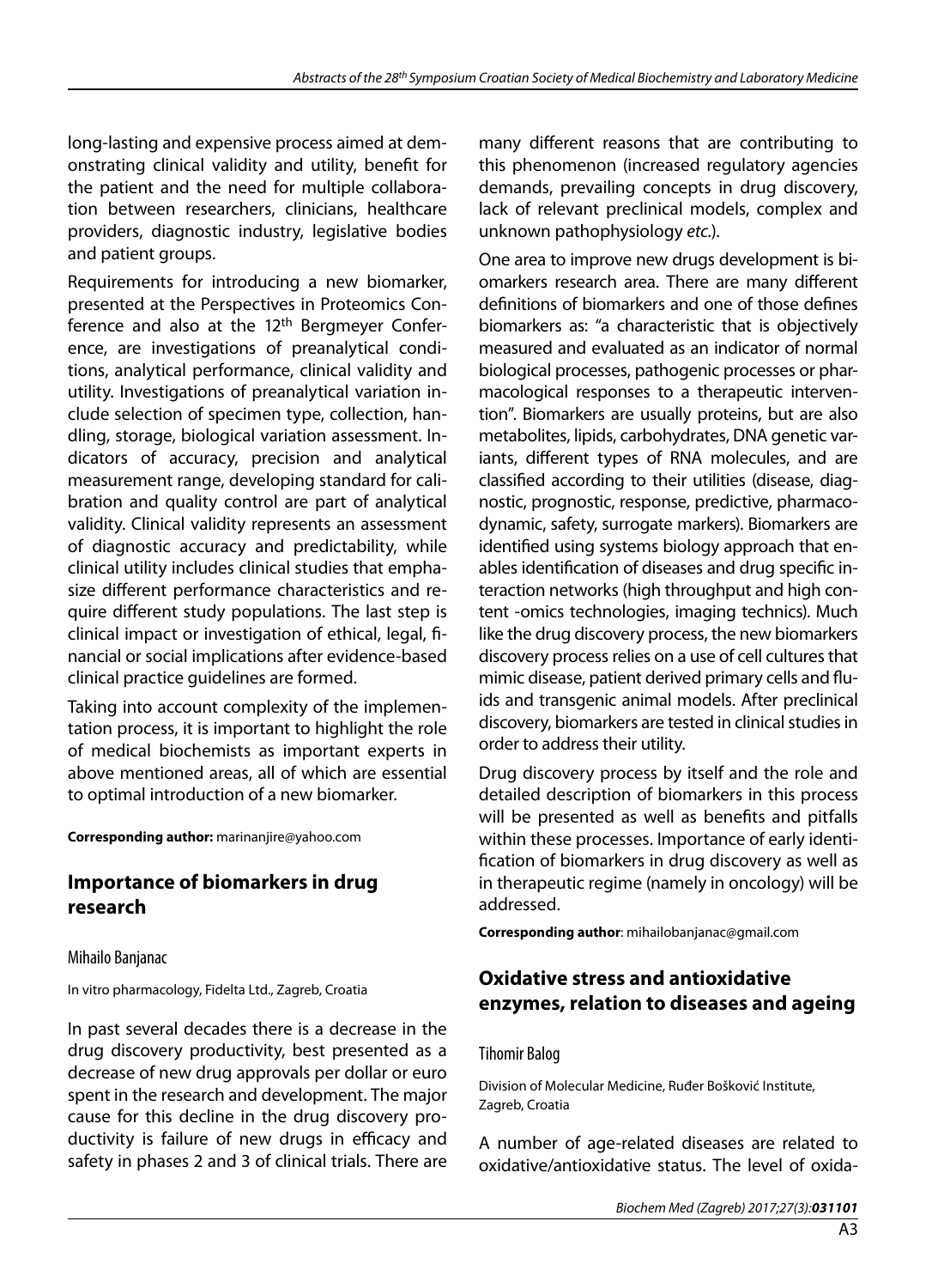long-lasting and expensive process aimed at demonstrating clinical validity and utility, benefit for the patient and the need for multiple collaboration between researchers, clinicians, healthcare providers, diagnostic industry, legislative bodies and patient groups.

Requirements for introducing a new biomarker, presented at the Perspectives in Proteomics Conference and also at the 12th Bergmeyer Conference, are investigations of preanalytical conditions, analytical performance, clinical validity and utility. Investigations of preanalytical variation include selection of specimen type, collection, handling, storage, biological variation assessment. Indicators of accuracy, precision and analytical measurement range, developing standard for calibration and quality control are part of analytical validity. Clinical validity represents an assessment of diagnostic accuracy and predictability, while clinical utility includes clinical studies that emphasize different performance characteristics and require different study populations. The last step is clinical impact or investigation of ethical, legal, financial or social implications after evidence-based clinical practice guidelines are formed.

Taking into account complexity of the implementation process, it is important to highlight the role of medical biochemists as important experts in above mentioned areas, all of which are essential to optimal introduction of a new biomarker.

**Corresponding author:** marinanjire@yahoo.com

## Importance of biomarkers in drug research

Mihailo Banjanac

In vitro pharmacology, Fidelta Ltd., Zagreb, Croatia

In past several decades there is a decrease in the drug discovery productivity, best presented as a decrease of new drug approvals per dollar or euro spent in the research and development. The major cause for this decline in the drug discovery productivity is failure of new drugs in efficacy and safety in phases 2 and 3 of clinical trials. There are many different reasons that are contributing to this phenomenon (increased regulatory agencies demands, prevailing concepts in drug discovery, lack of relevant preclinical models, complex and unknown pathophysiology *etc.*).

One area to improve new drugs development is biomarkers research area. There are many different definitions of biomarkers and one of those defines biomarkers as: "a characteristic that is objectively measured and evaluated as an indicator of normal biological processes, pathogenic processes or pharmacological responses to a therapeutic intervention". Biomarkers are usually proteins, but are also metabolites, lipids, carbohydrates, DNA genetic variants, different types of RNA molecules, and are classified according to their utilities (disease, diagnostic, prognostic, response, predictive, pharmacodynamic, safety, surrogate markers). Biomarkers are identified using systems biology approach that enables identification of diseases and drug specific interaction networks (high throughput and high content -omics technologies, imaging technics). Much like the drug discovery process, the new biomarkers discovery process relies on a use of cell cultures that mimic disease, patient derived primary cells and fluids and transgenic animal models. After preclinical discovery, biomarkers are tested in clinical studies in order to address their utility.

Drug discovery process by itself and the role and detailed description of biomarkers in this process will be presented as well as benefits and pitfalls within these processes. Importance of early identification of biomarkers in drug discovery as well as in therapeutic regime (namely in oncology) will be addressed.

**Corresponding author**: mihailobanjanac@gmail.com

## Oxidative stress and antioxidative enzymes, relation to diseases and ageing

Tihomir Balog

Division of Molecular Medicine, Ruđer Bošković Institute, Zagreb, Croatia

A number of age-related diseases are related to oxidative/antioxidative status. The level of oxida-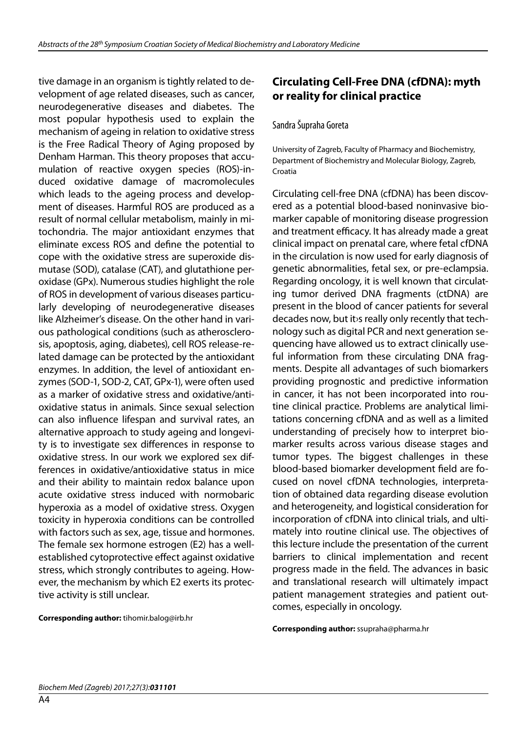tive damage in an organism is tightly related to development of age related diseases, such as cancer, neurodegenerative diseases and diabetes. The most popular hypothesis used to explain the mechanism of ageing in relation to oxidative stress is the Free Radical Theory of Aging proposed by Denham Harman. This theory proposes that accumulation of reactive oxygen species (ROS)-induced oxidative damage of macromolecules which leads to the ageing process and development of diseases. Harmful ROS are produced as a result of normal cellular metabolism, mainly in mitochondria. The major antioxidant enzymes that eliminate excess ROS and define the potential to cope with the oxidative stress are superoxide dismutase (SOD), catalase (CAT), and glutathione peroxidase (GPx). Numerous studies highlight the role of ROS in development of various diseases particularly developing of neurodegenerative diseases like Alzheimer's disease. On the other hand in various pathological conditions (such as atherosclerosis, apoptosis, aging, diabetes), cell ROS release-related damage can be protected by the antioxidant enzymes. In addition, the level of antioxidant enzymes (SOD-1, SOD-2, CAT, GPx-1), were often used as a marker of oxidative stress and oxidative/antioxidative status in animals. Since sexual selection can also influence lifespan and survival rates, an alternative approach to study ageing and longevity is to investigate sex differences in response to oxidative stress. In our work we explored sex differences in oxidative/antioxidative status in mice and their ability to maintain redox balance upon acute oxidative stress induced with normobaric hyperoxia as a model of oxidative stress. Oxygen toxicity in hyperoxia conditions can be controlled with factors such as sex, age, tissue and hormones. The female sex hormone estrogen (E2) has a well-established cytoprotective effect against oxidative stress, which strongly contributes to ageing. However, the mechanism by which E2 exerts its protective activity is still unclear.

**Corresponding author:** tihomir.balog@irb.hr

## Circulating Cell-Free DNA (cfDNA): myth or reality for clinical practice

Sandra Šupraha Goreta

University of Zagreb, Faculty of Pharmacy and Biochemistry, Department of Biochemistry and Molecular Biology, Zagreb, Croatia

Circulating cell-free DNA (cfDNA) has been discovered as a potential blood-based noninvasive biomarker capable of monitoring disease progression and treatment efficacy. It has already made a great clinical impact on prenatal care, where fetal cfDNA in the circulation is now used for early diagnosis of genetic abnormalities, fetal sex, or pre-eclampsia. Regarding oncology, it is well known that circulating tumor derived DNA fragments (ctDNA) are present in the blood of cancer patients for several decades now, but it›s really only recently that technology such as digital PCR and next generation sequencing have allowed us to extract clinically useful information from these circulating DNA fragments. Despite all advantages of such biomarkers providing prognostic and predictive information in cancer, it has not been incorporated into routine clinical practice. Problems are analytical limitations concerning cfDNA and as well as a limited understanding of precisely how to interpret biomarker results across various disease stages and tumor types. The biggest challenges in these blood-based biomarker development field are focused on novel cfDNA technologies, interpretation of obtained data regarding disease evolution and heterogeneity, and logistical consideration for incorporation of cfDNA into clinical trials, and ultimately into routine clinical use. The objectives of this lecture include the presentation of the current barriers to clinical implementation and recent progress made in the field. The advances in basic and translational research will ultimately impact patient management strategies and patient outcomes, especially in oncology.

**Corresponding author:** ssupraha@pharma.hr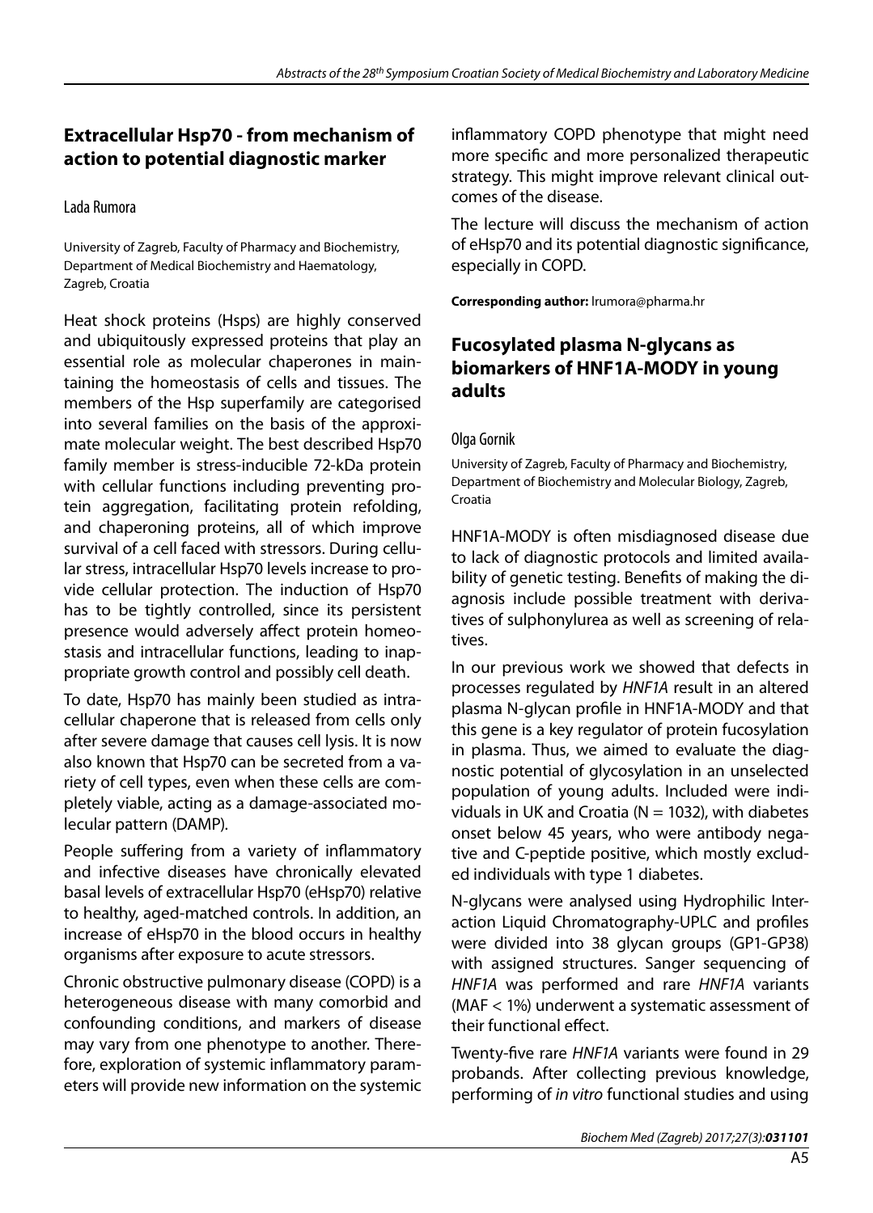## Extracellular Hsp70 - from mechanism of action to potential diagnostic marker

Lada Rumora

University of Zagreb, Faculty of Pharmacy and Biochemistry, Department of Medical Biochemistry and Haematology, Zagreb, Croatia

Heat shock proteins (Hsps) are highly conserved and ubiquitously expressed proteins that play an essential role as molecular chaperones in maintaining the homeostasis of cells and tissues. The members of the Hsp superfamily are categorised into several families on the basis of the approximate molecular weight. The best described Hsp70 family member is stress-inducible 72-kDa protein with cellular functions including preventing protein aggregation, facilitating protein refolding, and chaperoning proteins, all of which improve survival of a cell faced with stressors. During cellular stress, intracellular Hsp70 levels increase to provide cellular protection. The induction of Hsp70 has to be tightly controlled, since its persistent presence would adversely affect protein homeostasis and intracellular functions, leading to inappropriate growth control and possibly cell death.

To date, Hsp70 has mainly been studied as intracellular chaperone that is released from cells only after severe damage that causes cell lysis. It is now also known that Hsp70 can be secreted from a variety of cell types, even when these cells are completely viable, acting as a damage-associated molecular pattern (DAMP).

People suffering from a variety of inflammatory and infective diseases have chronically elevated basal levels of extracellular Hsp70 (eHsp70) relative to healthy, aged-matched controls. In addition, an increase of eHsp70 in the blood occurs in healthy organisms after exposure to acute stressors.

Chronic obstructive pulmonary disease (COPD) is a heterogeneous disease with many comorbid and confounding conditions, and markers of disease may vary from one phenotype to another. Therefore, exploration of systemic inflammatory parameters will provide new information on the systemic inflammatory COPD phenotype that might need more specific and more personalized therapeutic strategy. This might improve relevant clinical outcomes of the disease.

The lecture will discuss the mechanism of action of eHsp70 and its potential diagnostic significance, especially in COPD.

**Corresponding author:** lrumora@pharma.hr

## Fucosylated plasma N-glycans as biomarkers of HNF1A-MODY in young adults

Olga Gornik

University of Zagreb, Faculty of Pharmacy and Biochemistry, Department of Biochemistry and Molecular Biology, Zagreb, Croatia

HNF1A-MODY is often misdiagnosed disease due to lack of diagnostic protocols and limited availability of genetic testing. Benefits of making the diagnosis include possible treatment with derivatives of sulphonylurea as well as screening of relatives.

In our previous work we showed that defects in processes regulated by *HNF1A* result in an altered plasma N-glycan profile in HNF1A-MODY and that this gene is a key regulator of protein fucosylation in plasma. Thus, we aimed to evaluate the diagnostic potential of glycosylation in an unselected population of young adults. Included were individuals in UK and Croatia (N = 1032), with diabetes onset below 45 years, who were antibody negative and C-peptide positive, which mostly excluded individuals with type 1 diabetes.

N-glycans were analysed using Hydrophilic Interaction Liquid Chromatography-UPLC and profiles were divided into 38 glycan groups (GP1-GP38) with assigned structures. Sanger sequencing of *HNF1A* was performed and rare *HNF1A* variants (MAF < 1%) underwent a systematic assessment of their functional effect.

Twenty-five rare *HNF1A* variants were found in 29 probands. After collecting previous knowledge, performing of *in vitro* functional studies and using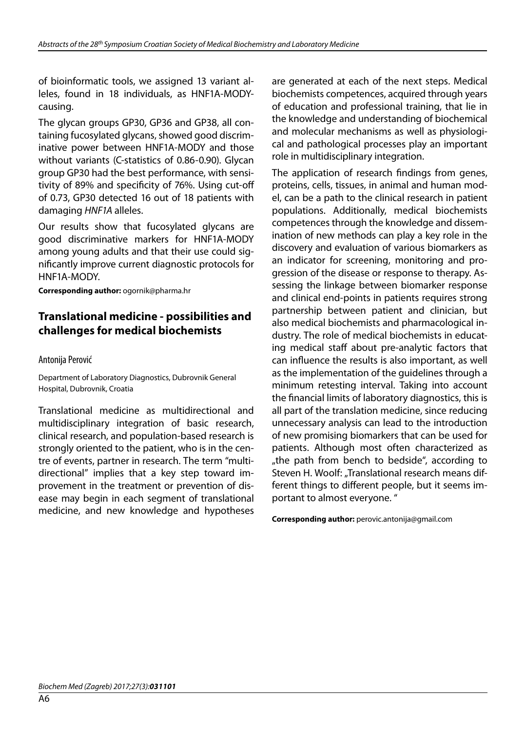of bioinformatic tools, we assigned 13 variant alleles, found in 18 individuals, as HNF1A-MODY-causing.

The glycan groups GP30, GP36 and GP38, all containing fucosylated glycans, showed good discriminative power between HNF1A-MODY and those without variants (C-statistics of 0.86-0.90). Glycan group GP30 had the best performance, with sensitivity of 89% and specificity of 76%. Using cut-off of 0.73, GP30 detected 16 out of 18 patients with damaging *HNF1A* alleles.

Our results show that fucosylated glycans are good discriminative markers for HNF1A-MODY among young adults and that their use could significantly improve current diagnostic protocols for HNF1A-MODY.

**Corresponding author:** ogornik@pharma.hr

## Translational medicine - possibilities and challenges for medical biochemists

Antonija Perović

Department of Laboratory Diagnostics, Dubrovnik General Hospital, Dubrovnik, Croatia

Translational medicine as multidirectional and multidisciplinary integration of basic research, clinical research, and population-based research is strongly oriented to the patient, who is in the centre of events, partner in research. The term "multidirectional" implies that a key step toward improvement in the treatment or prevention of disease may begin in each segment of translational medicine, and new knowledge and hypotheses are generated at each of the next steps. Medical biochemists competences, acquired through years of education and professional training, that lie in the knowledge and understanding of biochemical and molecular mechanisms as well as physiological and pathological processes play an important role in multidisciplinary integration.

The application of research findings from genes, proteins, cells, tissues, in animal and human model, can be a path to the clinical research in patient populations. Additionally, medical biochemists competences through the knowledge and dissemination of new methods can play a key role in the discovery and evaluation of various biomarkers as an indicator for screening, monitoring and progression of the disease or response to therapy. Assessing the linkage between biomarker response and clinical end-points in patients requires strong partnership between patient and clinician, but also medical biochemists and pharmacological industry. The role of medical biochemists in educating medical staff about pre-analytic factors that can influence the results is also important, as well as the implementation of the guidelines through a minimum retesting interval. Taking into account the financial limits of laboratory diagnostics, this is all part of the translation medicine, since reducing unnecessary analysis can lead to the introduction of new promising biomarkers that can be used for patients. Although most often characterized as „the path from bench to bedside", according to Steven H. Woolf: „Translational research means different things to different people, but it seems important to almost everyone. "

**Corresponding author:** perovic.antonija@gmail.com